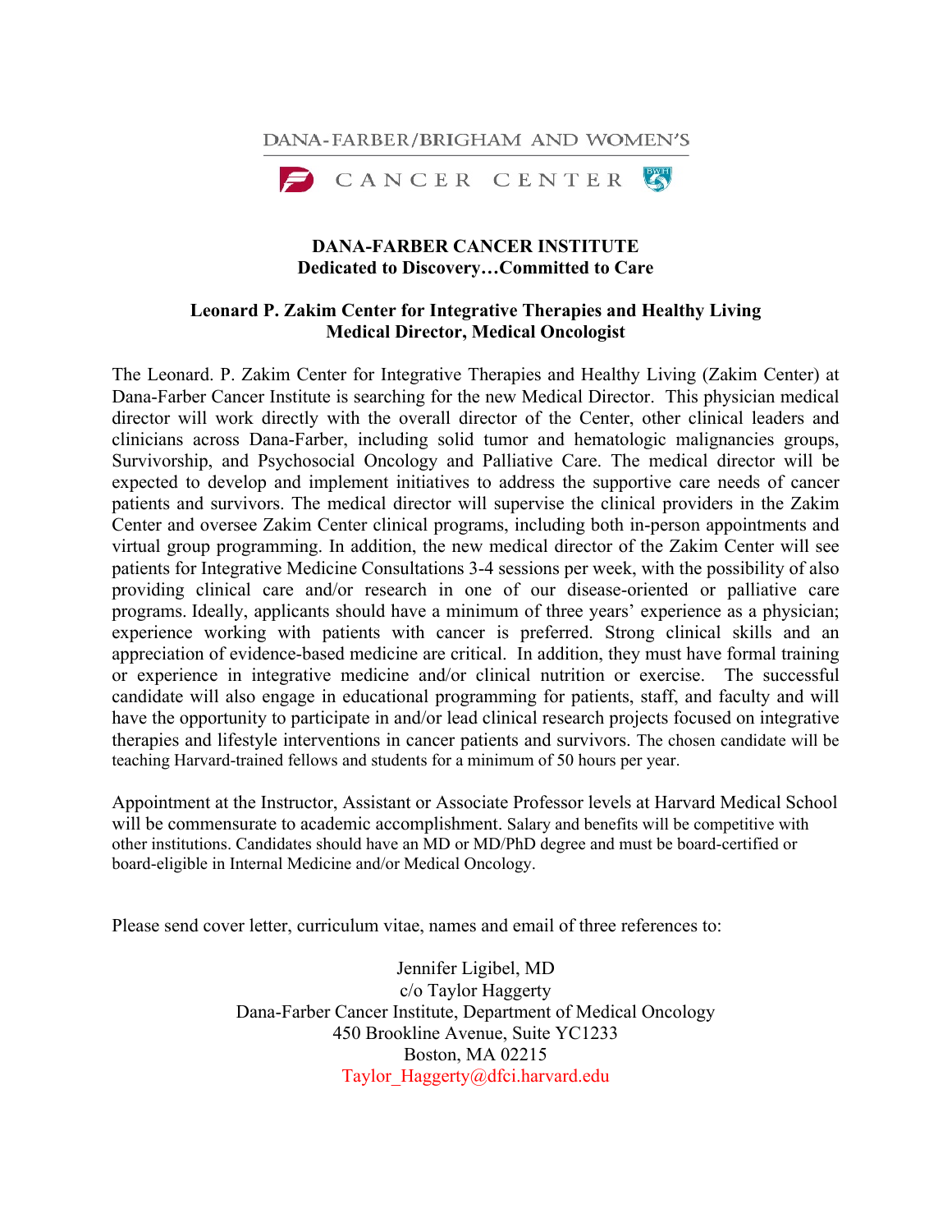DANA-FARBER/BRIGHAM AND WOMEN'S

CANCER CENTER

**DANA-FARBER CANCER INSTITUTE**
**Dedicated to Discovery…Committed to Care**

**Leonard P. Zakim Center for Integrative Therapies and Healthy Living**
**Medical Director, Medical Oncologist**

The Leonard. P. Zakim Center for Integrative Therapies and Healthy Living (Zakim Center) at Dana-Farber Cancer Institute is searching for the new Medical Director. This physician medical director will work directly with the overall director of the Center, other clinical leaders and clinicians across Dana-Farber, including solid tumor and hematologic malignancies groups, Survivorship, and Psychosocial Oncology and Palliative Care. The medical director will be expected to develop and implement initiatives to address the supportive care needs of cancer patients and survivors. The medical director will supervise the clinical providers in the Zakim Center and oversee Zakim Center clinical programs, including both in-person appointments and virtual group programming. In addition, the new medical director of the Zakim Center will see patients for Integrative Medicine Consultations 3-4 sessions per week, with the possibility of also providing clinical care and/or research in one of our disease-oriented or palliative care programs. Ideally, applicants should have a minimum of three years' experience as a physician; experience working with patients with cancer is preferred. Strong clinical skills and an appreciation of evidence-based medicine are critical. In addition, they must have formal training or experience in integrative medicine and/or clinical nutrition or exercise. The successful candidate will also engage in educational programming for patients, staff, and faculty and will have the opportunity to participate in and/or lead clinical research projects focused on integrative therapies and lifestyle interventions in cancer patients and survivors. The chosen candidate will be teaching Harvard-trained fellows and students for a minimum of 50 hours per year.

Appointment at the Instructor, Assistant or Associate Professor levels at Harvard Medical School will be commensurate to academic accomplishment. Salary and benefits will be competitive with other institutions. Candidates should have an MD or MD/PhD degree and must be board-certified or board-eligible in Internal Medicine and/or Medical Oncology.

Please send cover letter, curriculum vitae, names and email of three references to:

Jennifer Ligibel, MD
c/o Taylor Haggerty
Dana-Farber Cancer Institute, Department of Medical Oncology
450 Brookline Avenue, Suite YC1233
Boston, MA 02215
Taylor_Haggerty@dfci.harvard.edu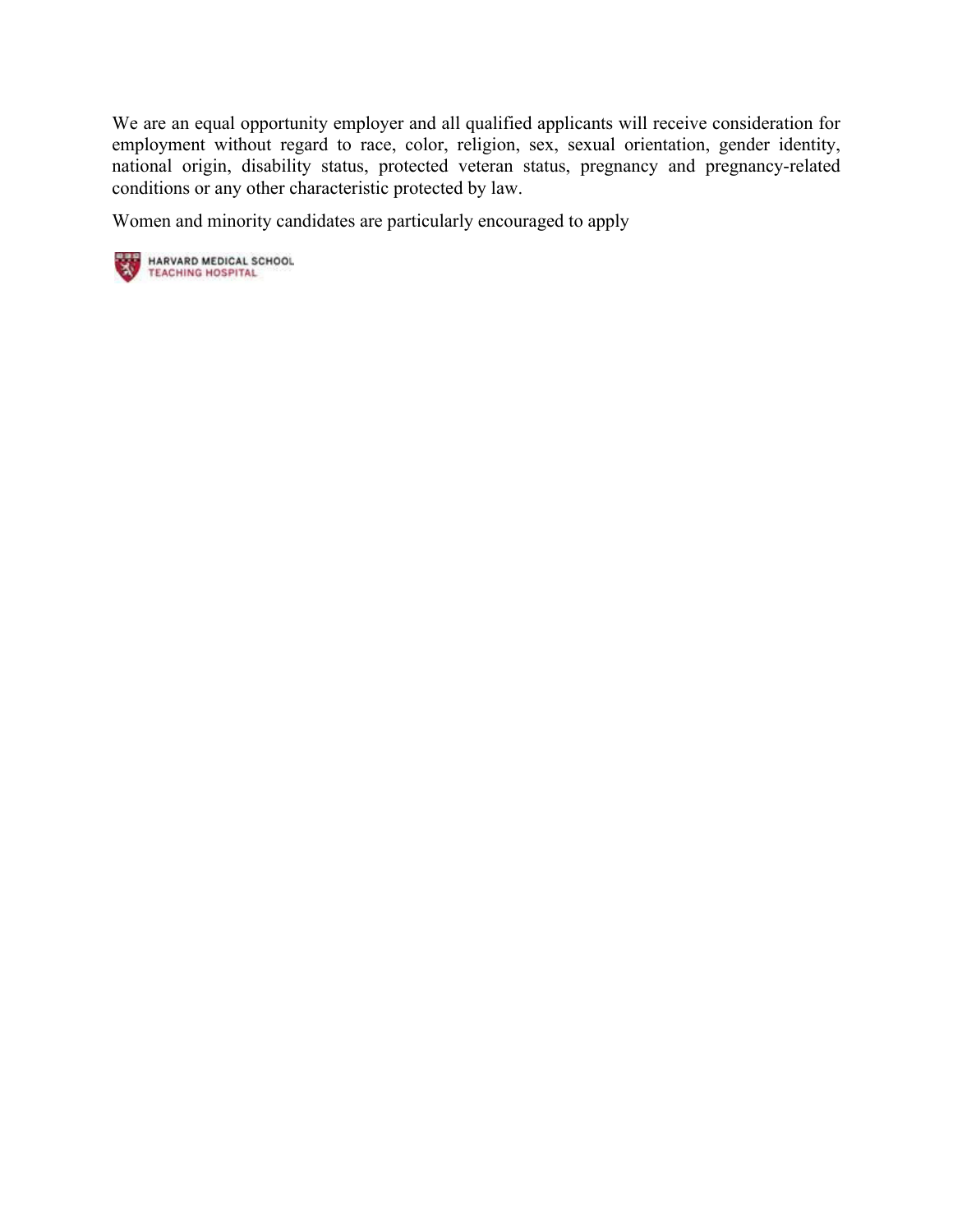We are an equal opportunity employer and all qualified applicants will receive consideration for employment without regard to race, color, religion, sex, sexual orientation, gender identity, national origin, disability status, protected veteran status, pregnancy and pregnancy-related conditions or any other characteristic protected by law.

Women and minority candidates are particularly encouraged to apply

HARVARD MEDICAL SCHOOL
TEACHING HOSPITAL